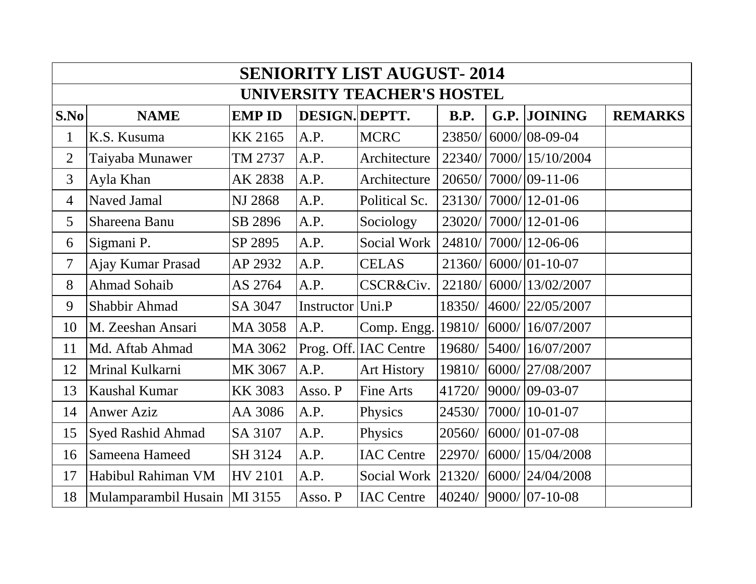| SENIORITY LIST AUGUST- 2014 | | | | | | | | |
|---|---|---|---|---|---|---|---|---|
| **UNIVERSITY TEACHER'S HOSTEL** | | | | | | | | |
| **S.No** | **NAME** | **EMP ID** | **DESIGN.** | **DEPTT.** | **B.P.** | **G.P.** | **JOINING** | **REMARKS** |
| 1 | K.S. Kusuma | KK 2165 | A.P. | MCRC | 23850/ | 6000/ | 08-09-04 | |
| 2 | Taiyaba Munawer | TM 2737 | A.P. | Architecture | 22340/ | 7000/ | 15/10/2004 | |
| 3 | Ayla Khan | AK 2838 | A.P. | Architecture | 20650/ | 7000/ | 09-11-06 | |
| 4 | Naved Jamal | NJ 2868 | A.P. | Political Sc. | 23130/ | 7000/ | 12-01-06 | |
| 5 | Shareena Banu | SB 2896 | A.P. | Sociology | 23020/ | 7000/ | 12-01-06 | |
| 6 | Sigmani P. | SP 2895 | A.P. | Social Work | 24810/ | 7000/ | 12-06-06 | |
| 7 | Ajay Kumar Prasad | AP 2932 | A.P. | CELAS | 21360/ | 6000/ | 01-10-07 | |
| 8 | Ahmad Sohaib | AS 2764 | A.P. | CSCR&Civ. | 22180/ | 6000/ | 13/02/2007 | |
| 9 | Shabbir Ahmad | SA 3047 | Instructor | Uni.P | 18350/ | 4600/ | 22/05/2007 | |
| 10 | M. Zeeshan Ansari | MA 3058 | A.P. | Comp. Engg. | 19810/ | 6000/ | 16/07/2007 | |
| 11 | Md. Aftab Ahmad | MA 3062 | Prog. Off. | IAC Centre | 19680/ | 5400/ | 16/07/2007 | |
| 12 | Mrinal Kulkarni | MK 3067 | A.P. | Art History | 19810/ | 6000/ | 27/08/2007 | |
| 13 | Kaushal Kumar | KK 3083 | Asso. P | Fine Arts | 41720/ | 9000/ | 09-03-07 | |
| 14 | Anwer Aziz | AA 3086 | A.P. | Physics | 24530/ | 7000/ | 10-01-07 | |
| 15 | Syed Rashid Ahmad | SA 3107 | A.P. | Physics | 20560/ | 6000/ | 01-07-08 | |
| 16 | Sameena Hameed | SH 3124 | A.P. | IAC Centre | 22970/ | 6000/ | 15/04/2008 | |
| 17 | Habibul Rahiman VM | HV 2101 | A.P. | Social Work | 21320/ | 6000/ | 24/04/2008 | |
| 18 | Mulamparambil Husain | MI 3155 | Asso. P | IAC Centre | 40240/ | 9000/ | 07-10-08 | |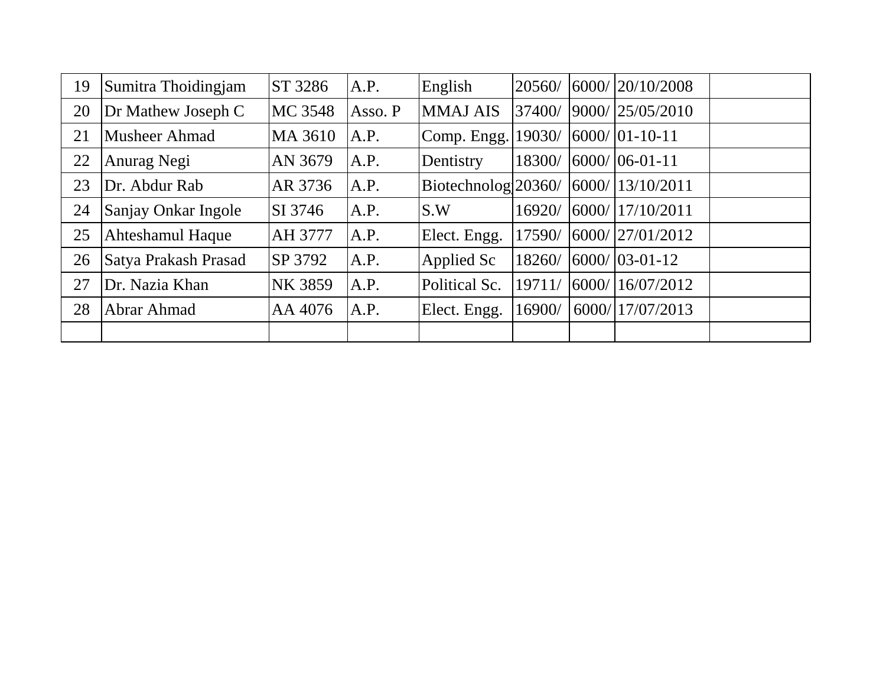| | | | | | | | | |
|---|---|---|---|---|---|---|---|---|
| 19 | Sumitra Thoidingjam | ST 3286 | A.P. | English | 20560/ | 6000/ | 20/10/2008 | |
| 20 | Dr Mathew Joseph C | MC 3548 | Asso. P | MMAJ AIS | 37400/ | 9000/ | 25/05/2010 | |
| 21 | Musheer Ahmad | MA 3610 | A.P. | Comp. Engg. | 19030/ | 6000/ | 01-10-11 | |
| 22 | Anurag Negi | AN 3679 | A.P. | Dentistry | 18300/ | 6000/ | 06-01-11 | |
| 23 | Dr. Abdur Rab | AR 3736 | A.P. | Biotechnolog | 20360/ | 6000/ | 13/10/2011 | |
| 24 | Sanjay Onkar Ingole | SI 3746 | A.P. | S.W | 16920/ | 6000/ | 17/10/2011 | |
| 25 | Ahteshamul Haque | AH 3777 | A.P. | Elect. Engg. | 17590/ | 6000/ | 27/01/2012 | |
| 26 | Satya Prakash Prasad | SP 3792 | A.P. | Applied Sc | 18260/ | 6000/ | 03-01-12 | |
| 27 | Dr. Nazia Khan | NK 3859 | A.P. | Political Sc. | 19711/ | 6000/ | 16/07/2012 | |
| 28 | Abrar Ahmad | AA 4076 | A.P. | Elect. Engg. | 16900/ | 6000/ | 17/07/2013 | |
| | | | | | | | | |